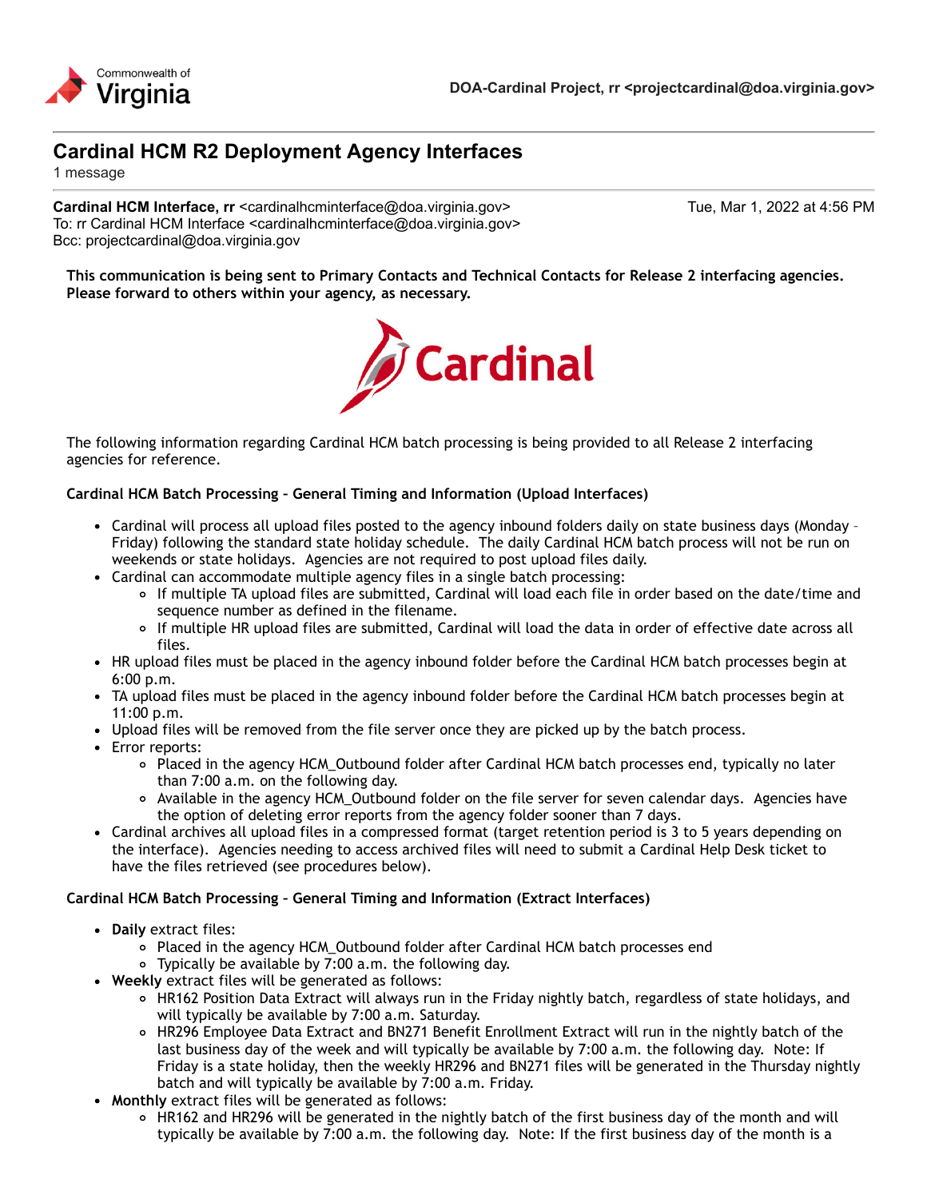DOA-Cardinal Project, rr <projectcardinal@doa.virginia.gov>

# Cardinal HCM R2 Deployment Agency Interfaces

1 message

**Cardinal HCM Interface, rr** <cardinalhcminterface@doa.virginia.gov> — Tue, Mar 1, 2022 at 4:56 PM
To: rr Cardinal HCM Interface <cardinalhcminterface@doa.virginia.gov>
Bcc: projectcardinal@doa.virginia.gov

**This communication is being sent to Primary Contacts and Technical Contacts for Release 2 interfacing agencies. Please forward to others within your agency, as necessary.**

The following information regarding Cardinal HCM batch processing is being provided to all Release 2 interfacing agencies for reference.

**Cardinal HCM Batch Processing – General Timing and Information (Upload Interfaces)**

- Cardinal will process all upload files posted to the agency inbound folders daily on state business days (Monday – Friday) following the standard state holiday schedule. The daily Cardinal HCM batch process will not be run on weekends or state holidays. Agencies are not required to post upload files daily.
- Cardinal can accommodate multiple agency files in a single batch processing:
  - If multiple TA upload files are submitted, Cardinal will load each file in order based on the date/time and sequence number as defined in the filename.
  - If multiple HR upload files are submitted, Cardinal will load the data in order of effective date across all files.
- HR upload files must be placed in the agency inbound folder before the Cardinal HCM batch processes begin at 6:00 p.m.
- TA upload files must be placed in the agency inbound folder before the Cardinal HCM batch processes begin at 11:00 p.m.
- Upload files will be removed from the file server once they are picked up by the batch process.
- Error reports:
  - Placed in the agency HCM_Outbound folder after Cardinal HCM batch processes end, typically no later than 7:00 a.m. on the following day.
  - Available in the agency HCM_Outbound folder on the file server for seven calendar days. Agencies have the option of deleting error reports from the agency folder sooner than 7 days.
- Cardinal archives all upload files in a compressed format (target retention period is 3 to 5 years depending on the interface). Agencies needing to access archived files will need to submit a Cardinal Help Desk ticket to have the files retrieved (see procedures below).

**Cardinal HCM Batch Processing – General Timing and Information (Extract Interfaces)**

- **Daily** extract files:
  - Placed in the agency HCM_Outbound folder after Cardinal HCM batch processes end
  - Typically be available by 7:00 a.m. the following day.
- **Weekly** extract files will be generated as follows:
  - HR162 Position Data Extract will always run in the Friday nightly batch, regardless of state holidays, and will typically be available by 7:00 a.m. Saturday.
  - HR296 Employee Data Extract and BN271 Benefit Enrollment Extract will run in the nightly batch of the last business day of the week and will typically be available by 7:00 a.m. the following day. Note: If Friday is a state holiday, then the weekly HR296 and BN271 files will be generated in the Thursday nightly batch and will typically be available by 7:00 a.m. Friday.
- **Monthly** extract files will be generated as follows:
  - HR162 and HR296 will be generated in the nightly batch of the first business day of the month and will typically be available by 7:00 a.m. the following day. Note: If the first business day of the month is a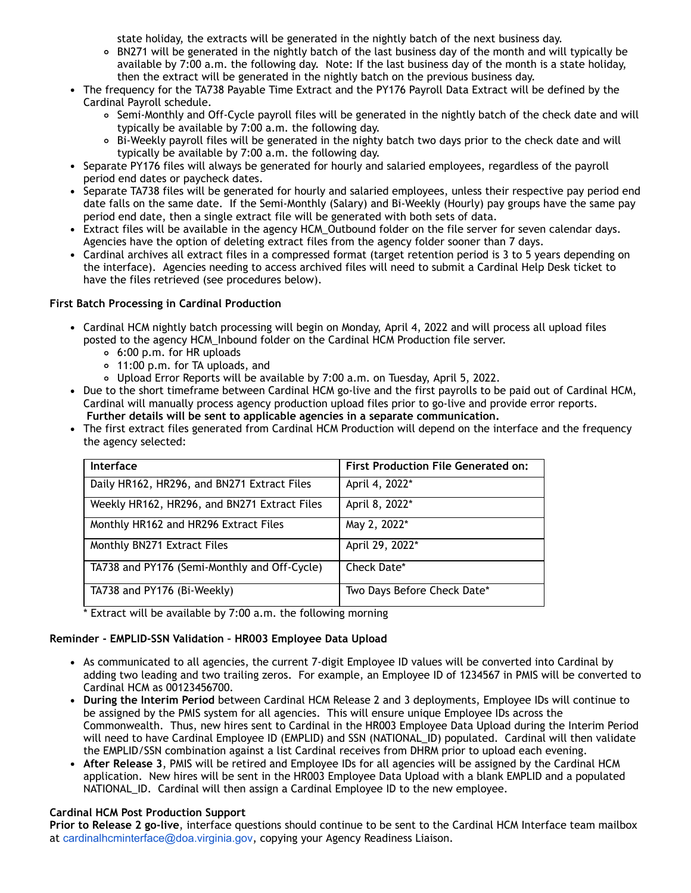state holiday, the extracts will be generated in the nightly batch of the next business day.
    - BN271 will be generated in the nightly batch of the last business day of the month and will typically be available by 7:00 a.m. the following day.  Note: If the last business day of the month is a state holiday, then the extract will be generated in the nightly batch on the previous business day.
- The frequency for the TA738 Payable Time Extract and the PY176 Payroll Data Extract will be defined by the Cardinal Payroll schedule.
    - Semi-Monthly and Off-Cycle payroll files will be generated in the nightly batch of the check date and will typically be available by 7:00 a.m. the following day.
    - Bi-Weekly payroll files will be generated in the nighty batch two days prior to the check date and will typically be available by 7:00 a.m. the following day.
- Separate PY176 files will always be generated for hourly and salaried employees, regardless of the payroll period end dates or paycheck dates.
- Separate TA738 files will be generated for hourly and salaried employees, unless their respective pay period end date falls on the same date.  If the Semi-Monthly (Salary) and Bi-Weekly (Hourly) pay groups have the same pay period end date, then a single extract file will be generated with both sets of data.
- Extract files will be available in the agency HCM_Outbound folder on the file server for seven calendar days. Agencies have the option of deleting extract files from the agency folder sooner than 7 days.
- Cardinal archives all extract files in a compressed format (target retention period is 3 to 5 years depending on the interface).  Agencies needing to access archived files will need to submit a Cardinal Help Desk ticket to have the files retrieved (see procedures below).

**First Batch Processing in Cardinal Production**

- Cardinal HCM nightly batch processing will begin on Monday, April 4, 2022 and will process all upload files posted to the agency HCM_Inbound folder on the Cardinal HCM Production file server.
    - 6:00 p.m. for HR uploads
    - 11:00 p.m. for TA uploads, and
    - Upload Error Reports will be available by 7:00 a.m. on Tuesday, April 5, 2022.
- Due to the short timeframe between Cardinal HCM go-live and the first payrolls to be paid out of Cardinal HCM, Cardinal will manually process agency production upload files prior to go-live and provide error reports. **Further details will be sent to applicable agencies in a separate communication.**
- The first extract files generated from Cardinal HCM Production will depend on the interface and the frequency the agency selected:

| Interface | First Production File Generated on: |
|---|---|
| Daily HR162, HR296, and BN271 Extract Files | April 4, 2022* |
| Weekly HR162, HR296, and BN271 Extract Files | April 8, 2022* |
| Monthly HR162 and HR296 Extract Files | May 2, 2022* |
| Monthly BN271 Extract Files | April 29, 2022* |
| TA738 and PY176 (Semi-Monthly and Off-Cycle) | Check Date* |
| TA738 and PY176 (Bi-Weekly) | Two Days Before Check Date* |

\* Extract will be available by 7:00 a.m. the following morning

**Reminder - EMPLID-SSN Validation – HR003 Employee Data Upload**

- As communicated to all agencies, the current 7-digit Employee ID values will be converted into Cardinal by adding two leading and two trailing zeros.  For example, an Employee ID of 1234567 in PMIS will be converted to Cardinal HCM as 00123456700.
- **During the Interim Period** between Cardinal HCM Release 2 and 3 deployments, Employee IDs will continue to be assigned by the PMIS system for all agencies.  This will ensure unique Employee IDs across the Commonwealth.  Thus, new hires sent to Cardinal in the HR003 Employee Data Upload during the Interim Period will need to have Cardinal Employee ID (EMPLID) and SSN (NATIONAL_ID) populated.  Cardinal will then validate the EMPLID/SSN combination against a list Cardinal receives from DHRM prior to upload each evening.
- **After Release 3**, PMIS will be retired and Employee IDs for all agencies will be assigned by the Cardinal HCM application.  New hires will be sent in the HR003 Employee Data Upload with a blank EMPLID and a populated NATIONAL_ID.  Cardinal will then assign a Cardinal Employee ID to the new employee.

**Cardinal HCM Post Production Support**

**Prior to Release 2 go-live**, interface questions should continue to be sent to the Cardinal HCM Interface team mailbox at cardinalhcminterface@doa.virginia.gov, copying your Agency Readiness Liaison.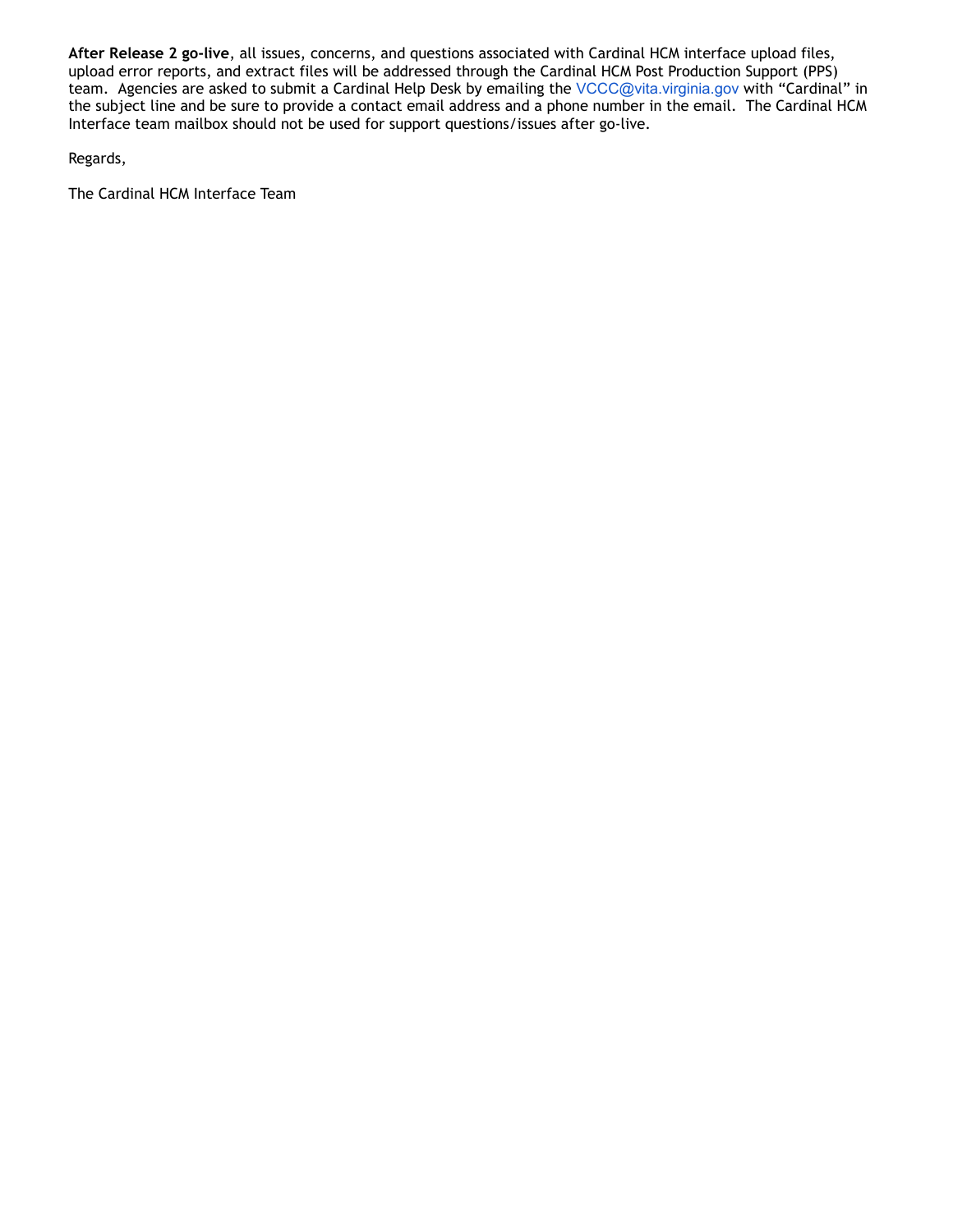**After Release 2 go-live**, all issues, concerns, and questions associated with Cardinal HCM interface upload files, upload error reports, and extract files will be addressed through the Cardinal HCM Post Production Support (PPS) team. Agencies are asked to submit a Cardinal Help Desk by emailing the VCCC@vita.virginia.gov with "Cardinal" in the subject line and be sure to provide a contact email address and a phone number in the email. The Cardinal HCM Interface team mailbox should not be used for support questions/issues after go-live.

Regards,

The Cardinal HCM Interface Team